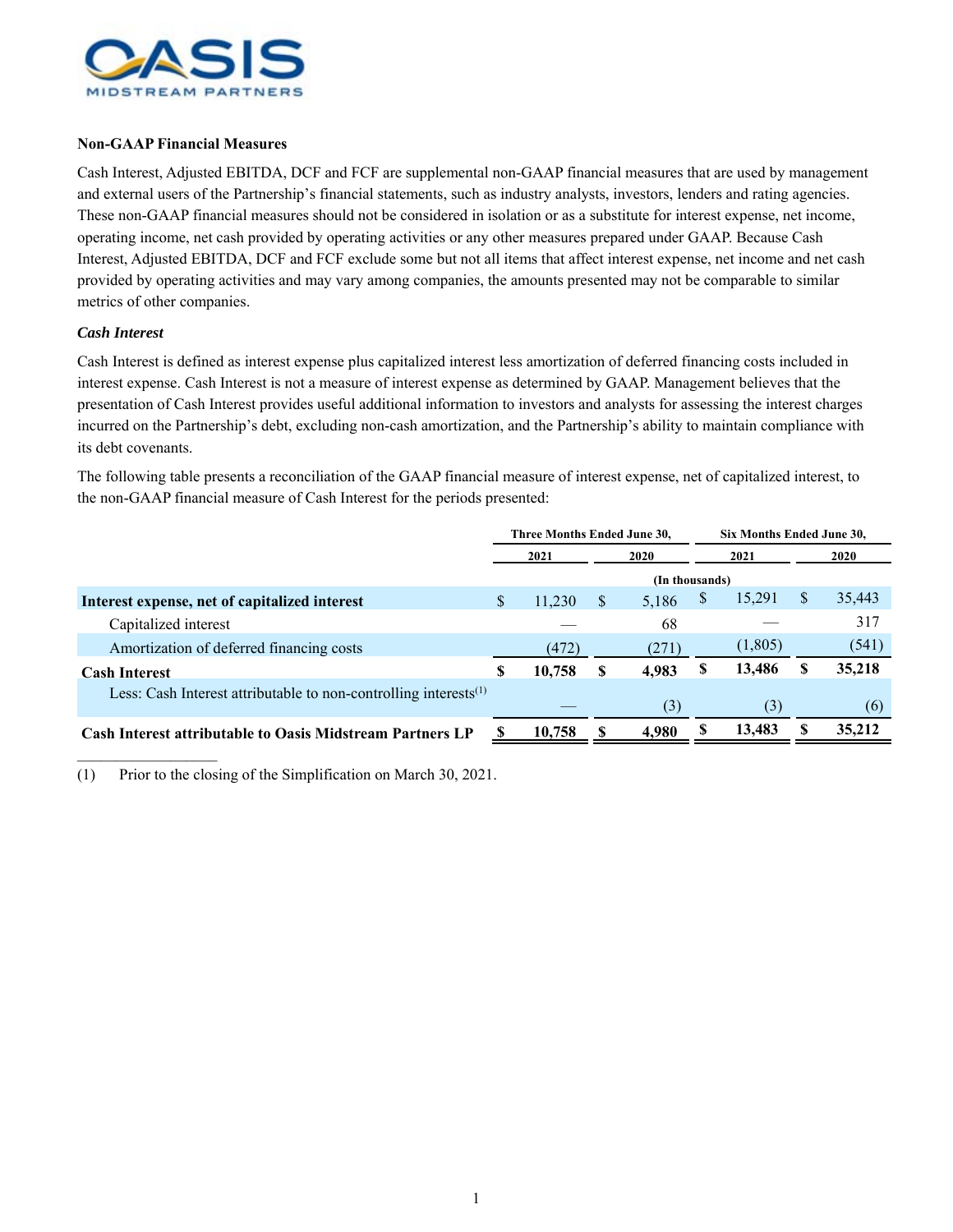**Non-GAAP Financial Measures**

Cash Interest, Adjusted EBITDA, DCF and FCF are supplemental non-GAAP financial measures that are used by management and external users of the Partnership's financial statements, such as industry analysts, investors, lenders and rating agencies. These non-GAAP financial measures should not be considered in isolation or as a substitute for interest expense, net income, operating income, net cash provided by operating activities or any other measures prepared under GAAP. Because Cash Interest, Adjusted EBITDA, DCF and FCF exclude some but not all items that affect interest expense, net income and net cash provided by operating activities and may vary among companies, the amounts presented may not be comparable to similar metrics of other companies.

***Cash Interest***

Cash Interest is defined as interest expense plus capitalized interest less amortization of deferred financing costs included in interest expense. Cash Interest is not a measure of interest expense as determined by GAAP. Management believes that the presentation of Cash Interest provides useful additional information to investors and analysts for assessing the interest charges incurred on the Partnership's debt, excluding non-cash amortization, and the Partnership's ability to maintain compliance with its debt covenants.

The following table presents a reconciliation of the GAAP financial measure of interest expense, net of capitalized interest, to the non-GAAP financial measure of Cash Interest for the periods presented:

| | Three Months Ended June 30, | | Six Months Ended June 30, | |
|---|---|---|---|---|
| | 2021 | 2020 | 2021 | 2020 |
| | (In thousands) | | | |
| **Interest expense, net of capitalized interest** | $ 11,230 | $ 5,186 | $ 15,291 | $ 35,443 |
| Capitalized interest | — | 68 | — | 317 |
| Amortization of deferred financing costs | (472) | (271) | (1,805) | (541) |
| **Cash Interest** | **$ 10,758** | **$ 4,983** | **$ 13,486** | **$ 35,218** |
| Less: Cash Interest attributable to non-controlling interests[(1)] | — | (3) | (3) | (6) |
| **Cash Interest attributable to Oasis Midstream Partners LP** | **$ 10,758** | **$ 4,980** | **$ 13,483** | **$ 35,212** |

(1) Prior to the closing of the Simplification on March 30, 2021.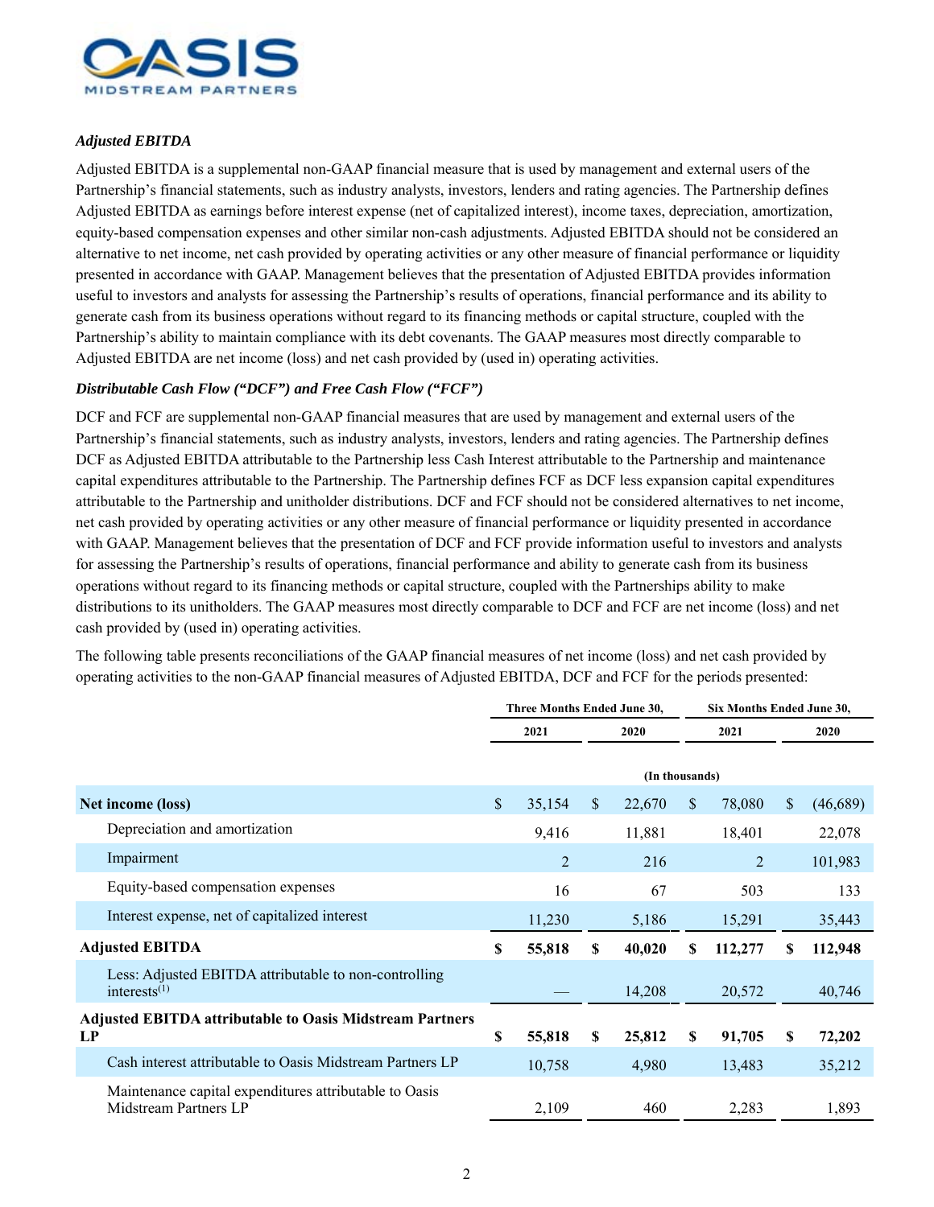### *Adjusted EBITDA*

Adjusted EBITDA is a supplemental non-GAAP financial measure that is used by management and external users of the Partnership's financial statements, such as industry analysts, investors, lenders and rating agencies. The Partnership defines Adjusted EBITDA as earnings before interest expense (net of capitalized interest), income taxes, depreciation, amortization, equity-based compensation expenses and other similar non-cash adjustments. Adjusted EBITDA should not be considered an alternative to net income, net cash provided by operating activities or any other measure of financial performance or liquidity presented in accordance with GAAP. Management believes that the presentation of Adjusted EBITDA provides information useful to investors and analysts for assessing the Partnership's results of operations, financial performance and its ability to generate cash from its business operations without regard to its financing methods or capital structure, coupled with the Partnership's ability to maintain compliance with its debt covenants. The GAAP measures most directly comparable to Adjusted EBITDA are net income (loss) and net cash provided by (used in) operating activities.

### *Distributable Cash Flow ("DCF") and Free Cash Flow ("FCF")*

DCF and FCF are supplemental non-GAAP financial measures that are used by management and external users of the Partnership's financial statements, such as industry analysts, investors, lenders and rating agencies. The Partnership defines DCF as Adjusted EBITDA attributable to the Partnership less Cash Interest attributable to the Partnership and maintenance capital expenditures attributable to the Partnership. The Partnership defines FCF as DCF less expansion capital expenditures attributable to the Partnership and unitholder distributions. DCF and FCF should not be considered alternatives to net income, net cash provided by operating activities or any other measure of financial performance or liquidity presented in accordance with GAAP. Management believes that the presentation of DCF and FCF provide information useful to investors and analysts for assessing the Partnership's results of operations, financial performance and ability to generate cash from its business operations without regard to its financing methods or capital structure, coupled with the Partnerships ability to make distributions to its unitholders. The GAAP measures most directly comparable to DCF and FCF are net income (loss) and net cash provided by (used in) operating activities.

The following table presents reconciliations of the GAAP financial measures of net income (loss) and net cash provided by operating activities to the non-GAAP financial measures of Adjusted EBITDA, DCF and FCF for the periods presented:

| | Three Months Ended June 30, | | Six Months Ended June 30, | |
|---|---|---|---|---|
| | 2021 | 2020 | 2021 | 2020 |
| | (In thousands) | | | |
| **Net income (loss)** | $ 35,154 | $ 22,670 | $ 78,080 | $ (46,689) |
| Depreciation and amortization | 9,416 | 11,881 | 18,401 | 22,078 |
| Impairment | 2 | 216 | 2 | 101,983 |
| Equity-based compensation expenses | 16 | 67 | 503 | 133 |
| Interest expense, net of capitalized interest | 11,230 | 5,186 | 15,291 | 35,443 |
| **Adjusted EBITDA** | **$ 55,818** | **$ 40,020** | **$ 112,277** | **$ 112,948** |
| Less: Adjusted EBITDA attributable to non-controlling interests[(1)] | — | 14,208 | 20,572 | 40,746 |
| **Adjusted EBITDA attributable to Oasis Midstream Partners LP** | **$ 55,818** | **$ 25,812** | **$ 91,705** | **$ 72,202** |
| Cash interest attributable to Oasis Midstream Partners LP | 10,758 | 4,980 | 13,483 | 35,212 |
| Maintenance capital expenditures attributable to Oasis Midstream Partners LP | 2,109 | 460 | 2,283 | 1,893 |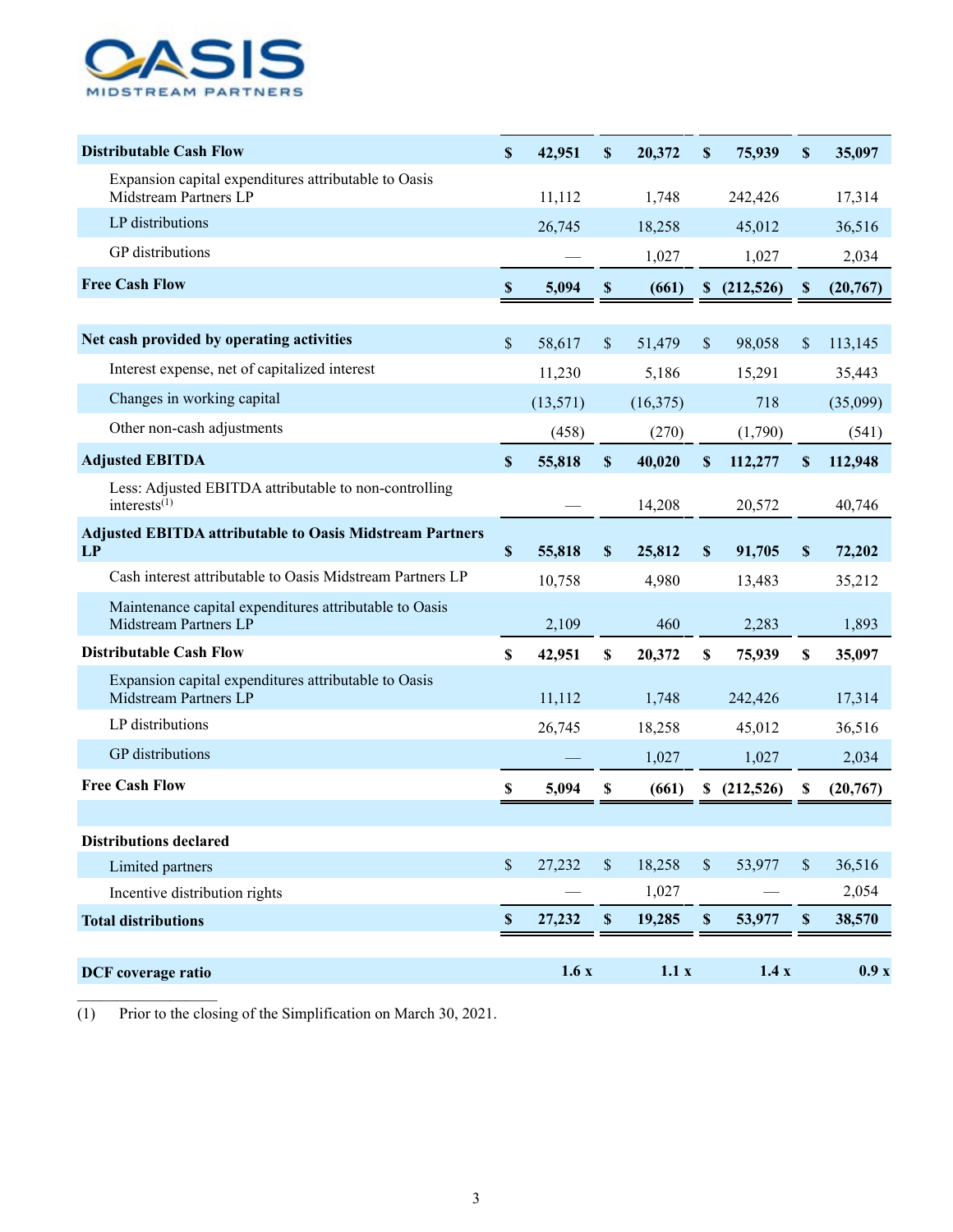| | | | | |
|---|---|---|---|---|
| **Distributable Cash Flow** | **$ 42,951** | **$ 20,372** | **$ 75,939** | **$ 35,097** |
| Expansion capital expenditures attributable to Oasis Midstream Partners LP | 11,112 | 1,748 | 242,426 | 17,314 |
| LP distributions | 26,745 | 18,258 | 45,012 | 36,516 |
| GP distributions | — | 1,027 | 1,027 | 2,034 |
| **Free Cash Flow** | **$ 5,094** | **$ (661)** | **$ (212,526)** | **$ (20,767)** |
| | | | | |
| **Net cash provided by operating activities** | $ 58,617 | $ 51,479 | $ 98,058 | $ 113,145 |
| Interest expense, net of capitalized interest | 11,230 | 5,186 | 15,291 | 35,443 |
| Changes in working capital | (13,571) | (16,375) | 718 | (35,099) |
| Other non-cash adjustments | (458) | (270) | (1,790) | (541) |
| **Adjusted EBITDA** | **$ 55,818** | **$ 40,020** | **$ 112,277** | **$ 112,948** |
| Less: Adjusted EBITDA attributable to non-controlling interests[1] | — | 14,208 | 20,572 | 40,746 |
| **Adjusted EBITDA attributable to Oasis Midstream Partners LP** | **$ 55,818** | **$ 25,812** | **$ 91,705** | **$ 72,202** |
| Cash interest attributable to Oasis Midstream Partners LP | 10,758 | 4,980 | 13,483 | 35,212 |
| Maintenance capital expenditures attributable to Oasis Midstream Partners LP | 2,109 | 460 | 2,283 | 1,893 |
| **Distributable Cash Flow** | **$ 42,951** | **$ 20,372** | **$ 75,939** | **$ 35,097** |
| Expansion capital expenditures attributable to Oasis Midstream Partners LP | 11,112 | 1,748 | 242,426 | 17,314 |
| LP distributions | 26,745 | 18,258 | 45,012 | 36,516 |
| GP distributions | — | 1,027 | 1,027 | 2,034 |
| **Free Cash Flow** | **$ 5,094** | **$ (661)** | **$ (212,526)** | **$ (20,767)** |
| | | | | |
| **Distributions declared** | | | | |
| Limited partners | $ 27,232 | $ 18,258 | $ 53,977 | $ 36,516 |
| Incentive distribution rights | — | 1,027 | — | 2,054 |
| **Total distributions** | **$ 27,232** | **$ 19,285** | **$ 53,977** | **$ 38,570** |
| | | | | |
| **DCF coverage ratio** | **1.6 x** | **1.1 x** | **1.4 x** | **0.9 x** |

(1) Prior to the closing of the Simplification on March 30, 2021.